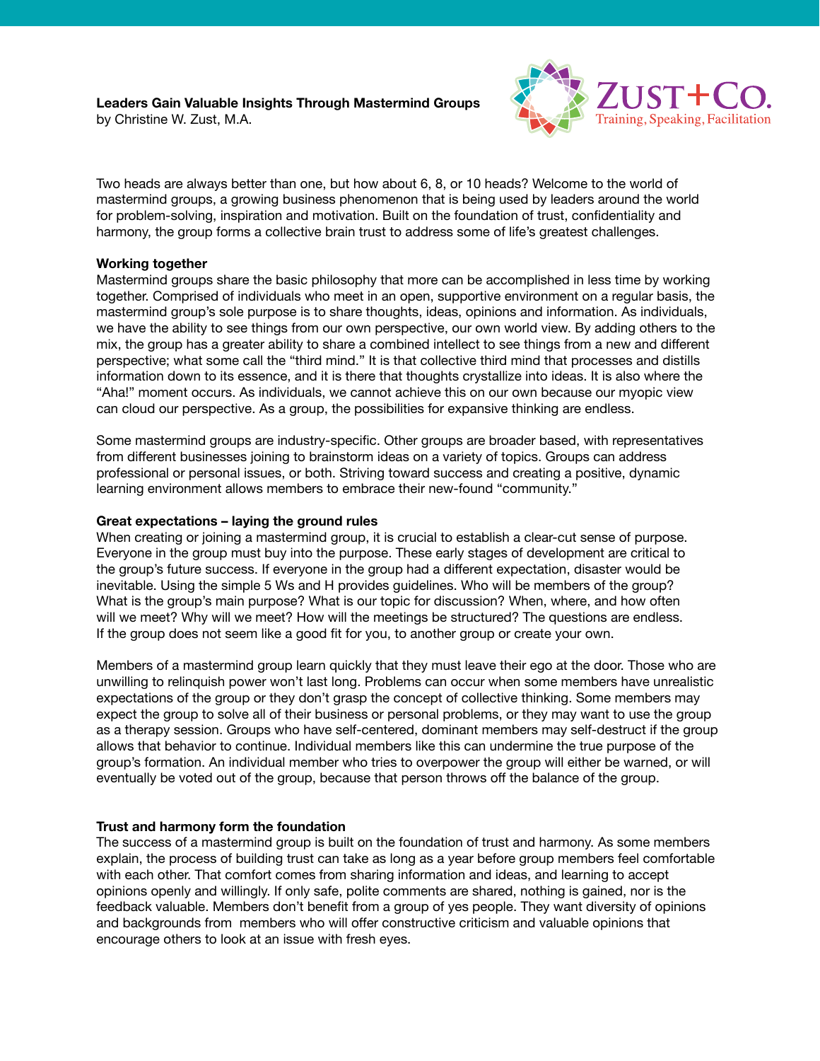# Leaders Gain Valuable Insights Through Mastermind Groups

by Christine W. Zust, M.A.

ZUST+CO.
Training, Speaking, Facilitation

Two heads are always better than one, but how about 6, 8, or 10 heads? Welcome to the world of mastermind groups, a growing business phenomenon that is being used by leaders around the world for problem-solving, inspiration and motivation. Built on the foundation of trust, confidentiality and harmony, the group forms a collective brain trust to address some of life's greatest challenges.

## Working together

Mastermind groups share the basic philosophy that more can be accomplished in less time by working together. Comprised of individuals who meet in an open, supportive environment on a regular basis, the mastermind group's sole purpose is to share thoughts, ideas, opinions and information. As individuals, we have the ability to see things from our own perspective, our own world view. By adding others to the mix, the group has a greater ability to share a combined intellect to see things from a new and different perspective; what some call the "third mind." It is that collective third mind that processes and distills information down to its essence, and it is there that thoughts crystallize into ideas. It is also where the "Aha!" moment occurs. As individuals, we cannot achieve this on our own because our myopic view can cloud our perspective. As a group, the possibilities for expansive thinking are endless.

Some mastermind groups are industry-specific. Other groups are broader based, with representatives from different businesses joining to brainstorm ideas on a variety of topics. Groups can address professional or personal issues, or both. Striving toward success and creating a positive, dynamic learning environment allows members to embrace their new-found "community."

## Great expectations – laying the ground rules

When creating or joining a mastermind group, it is crucial to establish a clear-cut sense of purpose. Everyone in the group must buy into the purpose. These early stages of development are critical to the group's future success. If everyone in the group had a different expectation, disaster would be inevitable. Using the simple 5 Ws and H provides guidelines. Who will be members of the group? What is the group's main purpose? What is our topic for discussion? When, where, and how often will we meet? Why will we meet? How will the meetings be structured? The questions are endless. If the group does not seem like a good fit for you, to another group or create your own.

Members of a mastermind group learn quickly that they must leave their ego at the door. Those who are unwilling to relinquish power won't last long. Problems can occur when some members have unrealistic expectations of the group or they don't grasp the concept of collective thinking. Some members may expect the group to solve all of their business or personal problems, or they may want to use the group as a therapy session. Groups who have self-centered, dominant members may self-destruct if the group allows that behavior to continue. Individual members like this can undermine the true purpose of the group's formation. An individual member who tries to overpower the group will either be warned, or will eventually be voted out of the group, because that person throws off the balance of the group.

## Trust and harmony form the foundation

The success of a mastermind group is built on the foundation of trust and harmony. As some members explain, the process of building trust can take as long as a year before group members feel comfortable with each other. That comfort comes from sharing information and ideas, and learning to accept opinions openly and willingly. If only safe, polite comments are shared, nothing is gained, nor is the feedback valuable. Members don't benefit from a group of yes people. They want diversity of opinions and backgrounds from members who will offer constructive criticism and valuable opinions that encourage others to look at an issue with fresh eyes.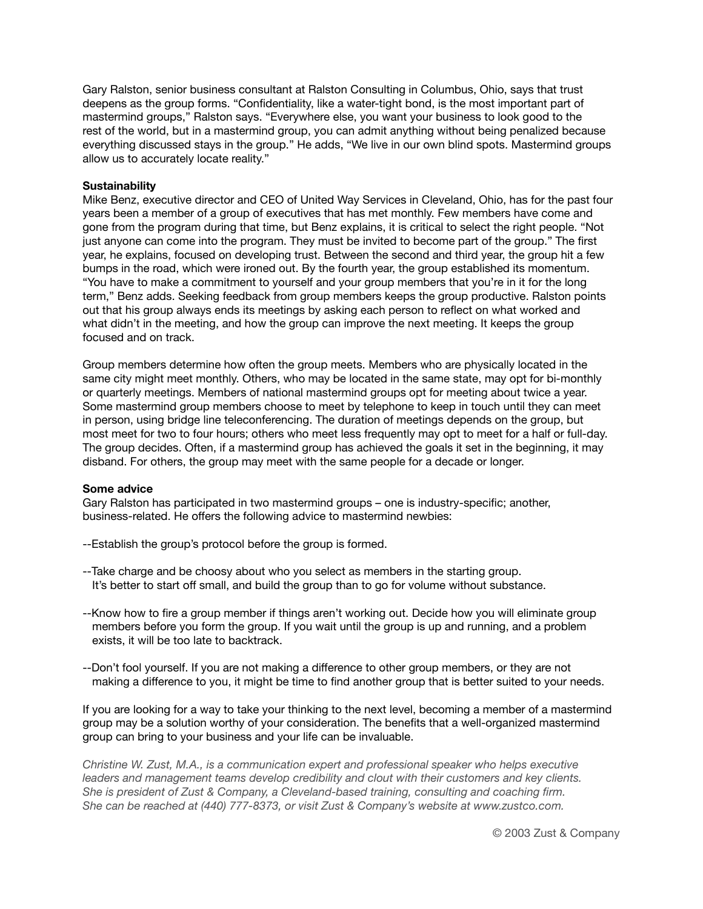Gary Ralston, senior business consultant at Ralston Consulting in Columbus, Ohio, says that trust deepens as the group forms. "Confidentiality, like a water-tight bond, is the most important part of mastermind groups," Ralston says. "Everywhere else, you want your business to look good to the rest of the world, but in a mastermind group, you can admit anything without being penalized because everything discussed stays in the group." He adds, "We live in our own blind spots. Mastermind groups allow us to accurately locate reality."

**Sustainability**

Mike Benz, executive director and CEO of United Way Services in Cleveland, Ohio, has for the past four years been a member of a group of executives that has met monthly. Few members have come and gone from the program during that time, but Benz explains, it is critical to select the right people. "Not just anyone can come into the program. They must be invited to become part of the group." The first year, he explains, focused on developing trust. Between the second and third year, the group hit a few bumps in the road, which were ironed out. By the fourth year, the group established its momentum. "You have to make a commitment to yourself and your group members that you're in it for the long term," Benz adds. Seeking feedback from group members keeps the group productive. Ralston points out that his group always ends its meetings by asking each person to reflect on what worked and what didn't in the meeting, and how the group can improve the next meeting. It keeps the group focused and on track.

Group members determine how often the group meets. Members who are physically located in the same city might meet monthly. Others, who may be located in the same state, may opt for bi-monthly or quarterly meetings. Members of national mastermind groups opt for meeting about twice a year. Some mastermind group members choose to meet by telephone to keep in touch until they can meet in person, using bridge line teleconferencing. The duration of meetings depends on the group, but most meet for two to four hours; others who meet less frequently may opt to meet for a half or full-day. The group decides. Often, if a mastermind group has achieved the goals it set in the beginning, it may disband. For others, the group may meet with the same people for a decade or longer.

**Some advice**

Gary Ralston has participated in two mastermind groups – one is industry-specific; another, business-related. He offers the following advice to mastermind newbies:

--Establish the group's protocol before the group is formed.

--Take charge and be choosy about who you select as members in the starting group. It's better to start off small, and build the group than to go for volume without substance.

--Know how to fire a group member if things aren't working out. Decide how you will eliminate group members before you form the group. If you wait until the group is up and running, and a problem exists, it will be too late to backtrack.

--Don't fool yourself. If you are not making a difference to other group members, or they are not making a difference to you, it might be time to find another group that is better suited to your needs.

If you are looking for a way to take your thinking to the next level, becoming a member of a mastermind group may be a solution worthy of your consideration. The benefits that a well-organized mastermind group can bring to your business and your life can be invaluable.

*Christine W. Zust, M.A., is a communication expert and professional speaker who helps executive leaders and management teams develop credibility and clout with their customers and key clients. She is president of Zust & Company, a Cleveland-based training, consulting and coaching firm. She can be reached at (440) 777-8373, or visit Zust & Company's website at www.zustco.com.*

© 2003 Zust & Company